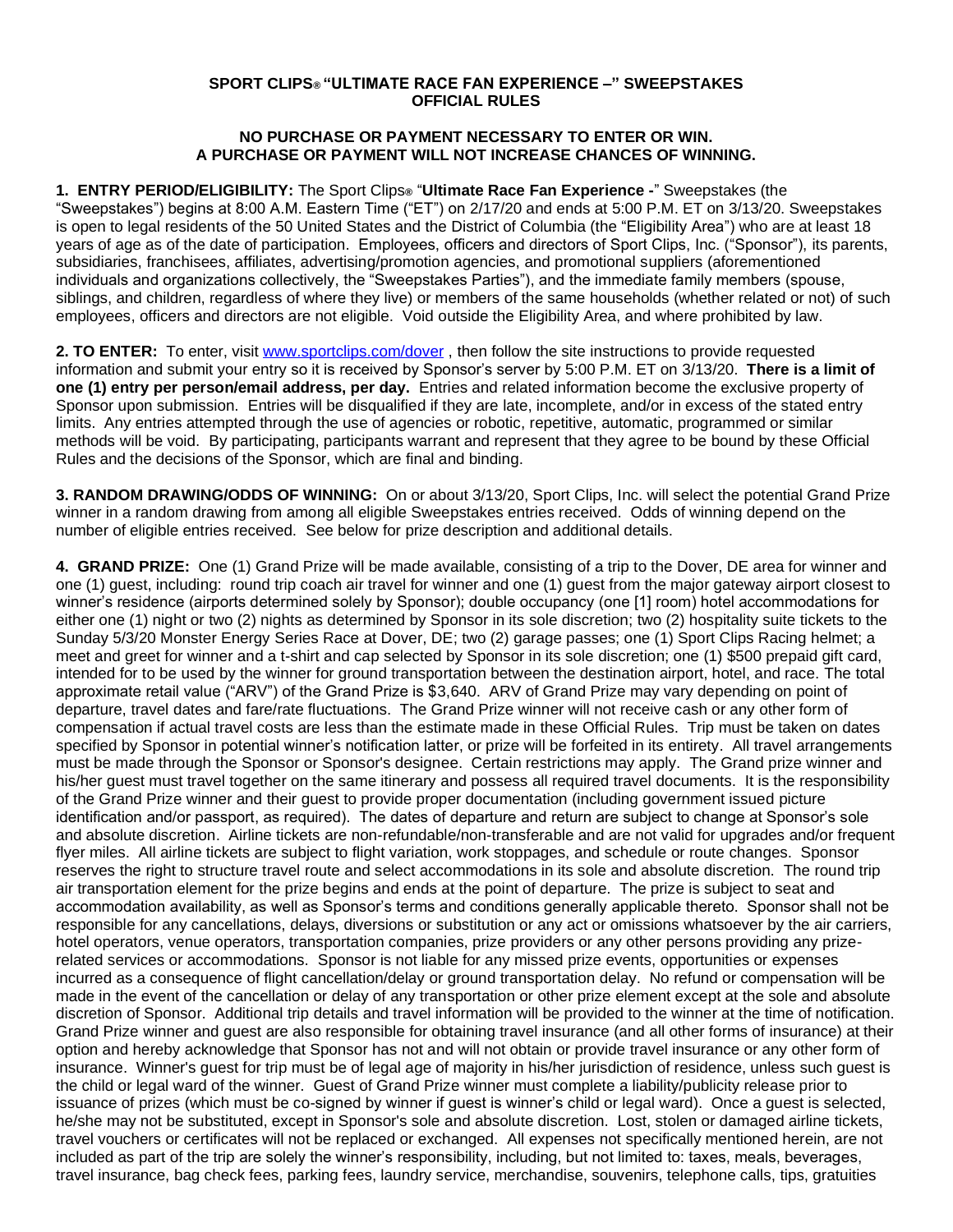**SPORT CLIPS® "ULTIMATE RACE FAN EXPERIENCE –" SWEEPSTAKES**
**OFFICIAL RULES**

**NO PURCHASE OR PAYMENT NECESSARY TO ENTER OR WIN.**
**A PURCHASE OR PAYMENT WILL NOT INCREASE CHANCES OF WINNING.**

**1. ENTRY PERIOD/ELIGIBILITY:** The Sport Clips® "**Ultimate Race Fan Experience -**" Sweepstakes (the "Sweepstakes") begins at 8:00 A.M. Eastern Time ("ET") on 2/17/20 and ends at 5:00 P.M. ET on 3/13/20. Sweepstakes is open to legal residents of the 50 United States and the District of Columbia (the "Eligibility Area") who are at least 18 years of age as of the date of participation. Employees, officers and directors of Sport Clips, Inc. ("Sponsor"), its parents, subsidiaries, franchisees, affiliates, advertising/promotion agencies, and promotional suppliers (aforementioned individuals and organizations collectively, the "Sweepstakes Parties"), and the immediate family members (spouse, siblings, and children, regardless of where they live) or members of the same households (whether related or not) of such employees, officers and directors are not eligible. Void outside the Eligibility Area, and where prohibited by law.

**2. TO ENTER:** To enter, visit www.sportclips.com/dover , then follow the site instructions to provide requested information and submit your entry so it is received by Sponsor's server by 5:00 P.M. ET on 3/13/20. **There is a limit of one (1) entry per person/email address, per day.** Entries and related information become the exclusive property of Sponsor upon submission. Entries will be disqualified if they are late, incomplete, and/or in excess of the stated entry limits. Any entries attempted through the use of agencies or robotic, repetitive, automatic, programmed or similar methods will be void. By participating, participants warrant and represent that they agree to be bound by these Official Rules and the decisions of the Sponsor, which are final and binding.

**3. RANDOM DRAWING/ODDS OF WINNING:** On or about 3/13/20, Sport Clips, Inc. will select the potential Grand Prize winner in a random drawing from among all eligible Sweepstakes entries received. Odds of winning depend on the number of eligible entries received. See below for prize description and additional details.

**4. GRAND PRIZE:** One (1) Grand Prize will be made available, consisting of a trip to the Dover, DE area for winner and one (1) guest, including: round trip coach air travel for winner and one (1) guest from the major gateway airport closest to winner's residence (airports determined solely by Sponsor); double occupancy (one [1] room) hotel accommodations for either one (1) night or two (2) nights as determined by Sponsor in its sole discretion; two (2) hospitality suite tickets to the Sunday 5/3/20 Monster Energy Series Race at Dover, DE; two (2) garage passes; one (1) Sport Clips Racing helmet; a meet and greet for winner and a t-shirt and cap selected by Sponsor in its sole discretion; one (1) $500 prepaid gift card, intended for to be used by the winner for ground transportation between the destination airport, hotel, and race. The total approximate retail value ("ARV") of the Grand Prize is $3,640. ARV of Grand Prize may vary depending on point of departure, travel dates and fare/rate fluctuations. The Grand Prize winner will not receive cash or any other form of compensation if actual travel costs are less than the estimate made in these Official Rules. Trip must be taken on dates specified by Sponsor in potential winner's notification latter, or prize will be forfeited in its entirety. All travel arrangements must be made through the Sponsor or Sponsor's designee. Certain restrictions may apply. The Grand prize winner and his/her guest must travel together on the same itinerary and possess all required travel documents. It is the responsibility of the Grand Prize winner and their guest to provide proper documentation (including government issued picture identification and/or passport, as required). The dates of departure and return are subject to change at Sponsor's sole and absolute discretion. Airline tickets are non-refundable/non-transferable and are not valid for upgrades and/or frequent flyer miles. All airline tickets are subject to flight variation, work stoppages, and schedule or route changes. Sponsor reserves the right to structure travel route and select accommodations in its sole and absolute discretion. The round trip air transportation element for the prize begins and ends at the point of departure. The prize is subject to seat and accommodation availability, as well as Sponsor's terms and conditions generally applicable thereto. Sponsor shall not be responsible for any cancellations, delays, diversions or substitution or any act or omissions whatsoever by the air carriers, hotel operators, venue operators, transportation companies, prize providers or any other persons providing any prize-related services or accommodations. Sponsor is not liable for any missed prize events, opportunities or expenses incurred as a consequence of flight cancellation/delay or ground transportation delay. No refund or compensation will be made in the event of the cancellation or delay of any transportation or other prize element except at the sole and absolute discretion of Sponsor. Additional trip details and travel information will be provided to the winner at the time of notification. Grand Prize winner and guest are also responsible for obtaining travel insurance (and all other forms of insurance) at their option and hereby acknowledge that Sponsor has not and will not obtain or provide travel insurance or any other form of insurance. Winner's guest for trip must be of legal age of majority in his/her jurisdiction of residence, unless such guest is the child or legal ward of the winner. Guest of Grand Prize winner must complete a liability/publicity release prior to issuance of prizes (which must be co-signed by winner if guest is winner's child or legal ward). Once a guest is selected, he/she may not be substituted, except in Sponsor's sole and absolute discretion. Lost, stolen or damaged airline tickets, travel vouchers or certificates will not be replaced or exchanged. All expenses not specifically mentioned herein, are not included as part of the trip are solely the winner's responsibility, including, but not limited to: taxes, meals, beverages, travel insurance, bag check fees, parking fees, laundry service, merchandise, souvenirs, telephone calls, tips, gratuities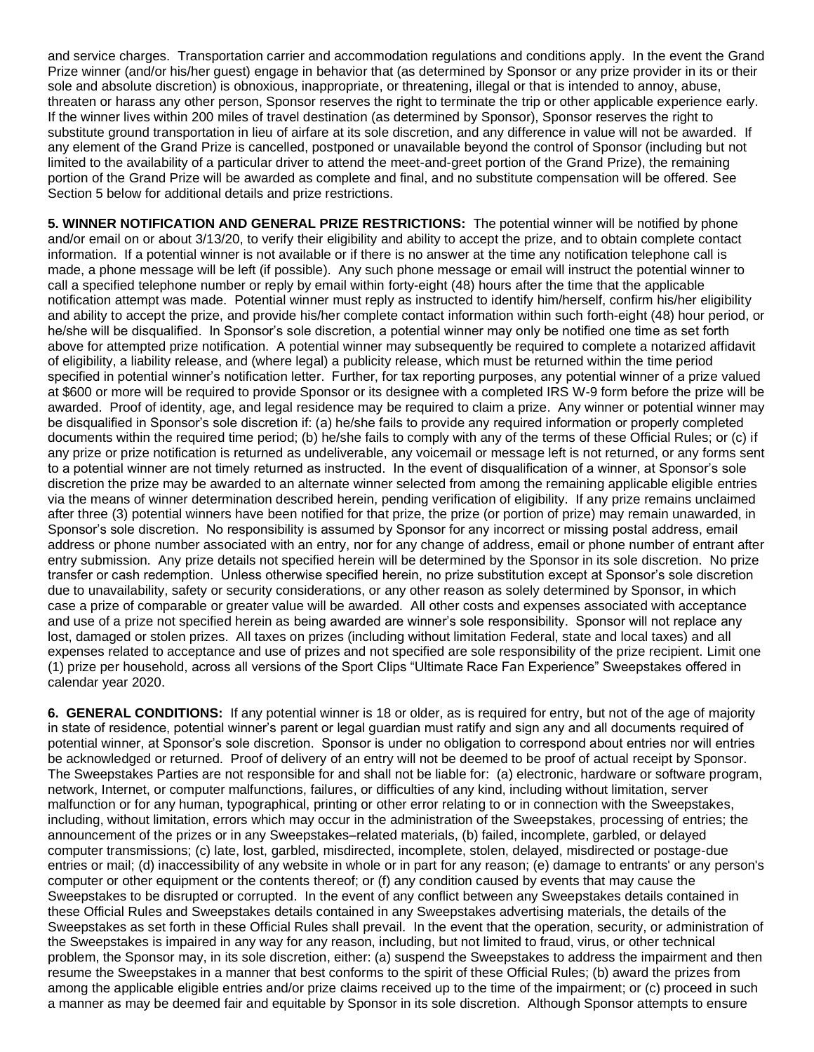and service charges. Transportation carrier and accommodation regulations and conditions apply. In the event the Grand Prize winner (and/or his/her guest) engage in behavior that (as determined by Sponsor or any prize provider in its or their sole and absolute discretion) is obnoxious, inappropriate, or threatening, illegal or that is intended to annoy, abuse, threaten or harass any other person, Sponsor reserves the right to terminate the trip or other applicable experience early. If the winner lives within 200 miles of travel destination (as determined by Sponsor), Sponsor reserves the right to substitute ground transportation in lieu of airfare at its sole discretion, and any difference in value will not be awarded. If any element of the Grand Prize is cancelled, postponed or unavailable beyond the control of Sponsor (including but not limited to the availability of a particular driver to attend the meet-and-greet portion of the Grand Prize), the remaining portion of the Grand Prize will be awarded as complete and final, and no substitute compensation will be offered. See Section 5 below for additional details and prize restrictions.

**5. WINNER NOTIFICATION AND GENERAL PRIZE RESTRICTIONS:** The potential winner will be notified by phone and/or email on or about 3/13/20, to verify their eligibility and ability to accept the prize, and to obtain complete contact information. If a potential winner is not available or if there is no answer at the time any notification telephone call is made, a phone message will be left (if possible). Any such phone message or email will instruct the potential winner to call a specified telephone number or reply by email within forty-eight (48) hours after the time that the applicable notification attempt was made. Potential winner must reply as instructed to identify him/herself, confirm his/her eligibility and ability to accept the prize, and provide his/her complete contact information within such forth-eight (48) hour period, or he/she will be disqualified. In Sponsor's sole discretion, a potential winner may only be notified one time as set forth above for attempted prize notification. A potential winner may subsequently be required to complete a notarized affidavit of eligibility, a liability release, and (where legal) a publicity release, which must be returned within the time period specified in potential winner's notification letter. Further, for tax reporting purposes, any potential winner of a prize valued at $600 or more will be required to provide Sponsor or its designee with a completed IRS W-9 form before the prize will be awarded. Proof of identity, age, and legal residence may be required to claim a prize. Any winner or potential winner may be disqualified in Sponsor's sole discretion if: (a) he/she fails to provide any required information or properly completed documents within the required time period; (b) he/she fails to comply with any of the terms of these Official Rules; or (c) if any prize or prize notification is returned as undeliverable, any voicemail or message left is not returned, or any forms sent to a potential winner are not timely returned as instructed. In the event of disqualification of a winner, at Sponsor's sole discretion the prize may be awarded to an alternate winner selected from among the remaining applicable eligible entries via the means of winner determination described herein, pending verification of eligibility. If any prize remains unclaimed after three (3) potential winners have been notified for that prize, the prize (or portion of prize) may remain unawarded, in Sponsor's sole discretion. No responsibility is assumed by Sponsor for any incorrect or missing postal address, email address or phone number associated with an entry, nor for any change of address, email or phone number of entrant after entry submission. Any prize details not specified herein will be determined by the Sponsor in its sole discretion. No prize transfer or cash redemption. Unless otherwise specified herein, no prize substitution except at Sponsor's sole discretion due to unavailability, safety or security considerations, or any other reason as solely determined by Sponsor, in which case a prize of comparable or greater value will be awarded. All other costs and expenses associated with acceptance and use of a prize not specified herein as being awarded are winner's sole responsibility. Sponsor will not replace any lost, damaged or stolen prizes. All taxes on prizes (including without limitation Federal, state and local taxes) and all expenses related to acceptance and use of prizes and not specified are sole responsibility of the prize recipient. Limit one (1) prize per household, across all versions of the Sport Clips "Ultimate Race Fan Experience" Sweepstakes offered in calendar year 2020.

**6. GENERAL CONDITIONS:** If any potential winner is 18 or older, as is required for entry, but not of the age of majority in state of residence, potential winner's parent or legal guardian must ratify and sign any and all documents required of potential winner, at Sponsor's sole discretion. Sponsor is under no obligation to correspond about entries nor will entries be acknowledged or returned. Proof of delivery of an entry will not be deemed to be proof of actual receipt by Sponsor. The Sweepstakes Parties are not responsible for and shall not be liable for: (a) electronic, hardware or software program, network, Internet, or computer malfunctions, failures, or difficulties of any kind, including without limitation, server malfunction or for any human, typographical, printing or other error relating to or in connection with the Sweepstakes, including, without limitation, errors which may occur in the administration of the Sweepstakes, processing of entries; the announcement of the prizes or in any Sweepstakes–related materials, (b) failed, incomplete, garbled, or delayed computer transmissions; (c) late, lost, garbled, misdirected, incomplete, stolen, delayed, misdirected or postage-due entries or mail; (d) inaccessibility of any website in whole or in part for any reason; (e) damage to entrants' or any person's computer or other equipment or the contents thereof; or (f) any condition caused by events that may cause the Sweepstakes to be disrupted or corrupted. In the event of any conflict between any Sweepstakes details contained in these Official Rules and Sweepstakes details contained in any Sweepstakes advertising materials, the details of the Sweepstakes as set forth in these Official Rules shall prevail. In the event that the operation, security, or administration of the Sweepstakes is impaired in any way for any reason, including, but not limited to fraud, virus, or other technical problem, the Sponsor may, in its sole discretion, either: (a) suspend the Sweepstakes to address the impairment and then resume the Sweepstakes in a manner that best conforms to the spirit of these Official Rules; (b) award the prizes from among the applicable eligible entries and/or prize claims received up to the time of the impairment; or (c) proceed in such a manner as may be deemed fair and equitable by Sponsor in its sole discretion. Although Sponsor attempts to ensure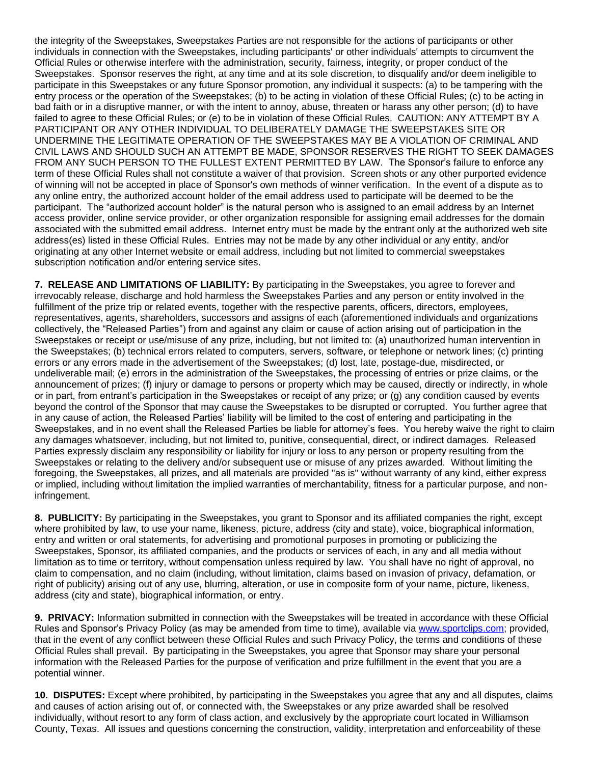the integrity of the Sweepstakes, Sweepstakes Parties are not responsible for the actions of participants or other individuals in connection with the Sweepstakes, including participants' or other individuals' attempts to circumvent the Official Rules or otherwise interfere with the administration, security, fairness, integrity, or proper conduct of the Sweepstakes. Sponsor reserves the right, at any time and at its sole discretion, to disqualify and/or deem ineligible to participate in this Sweepstakes or any future Sponsor promotion, any individual it suspects: (a) to be tampering with the entry process or the operation of the Sweepstakes; (b) to be acting in violation of these Official Rules; (c) to be acting in bad faith or in a disruptive manner, or with the intent to annoy, abuse, threaten or harass any other person; (d) to have failed to agree to these Official Rules; or (e) to be in violation of these Official Rules. CAUTION: ANY ATTEMPT BY A PARTICIPANT OR ANY OTHER INDIVIDUAL TO DELIBERATELY DAMAGE THE SWEEPSTAKES SITE OR UNDERMINE THE LEGITIMATE OPERATION OF THE SWEEPSTAKES MAY BE A VIOLATION OF CRIMINAL AND CIVIL LAWS AND SHOULD SUCH AN ATTEMPT BE MADE, SPONSOR RESERVES THE RIGHT TO SEEK DAMAGES FROM ANY SUCH PERSON TO THE FULLEST EXTENT PERMITTED BY LAW. The Sponsor's failure to enforce any term of these Official Rules shall not constitute a waiver of that provision. Screen shots or any other purported evidence of winning will not be accepted in place of Sponsor's own methods of winner verification. In the event of a dispute as to any online entry, the authorized account holder of the email address used to participate will be deemed to be the participant. The "authorized account holder" is the natural person who is assigned to an email address by an Internet access provider, online service provider, or other organization responsible for assigning email addresses for the domain associated with the submitted email address. Internet entry must be made by the entrant only at the authorized web site address(es) listed in these Official Rules. Entries may not be made by any other individual or any entity, and/or originating at any other Internet website or email address, including but not limited to commercial sweepstakes subscription notification and/or entering service sites.

**7. RELEASE AND LIMITATIONS OF LIABILITY:** By participating in the Sweepstakes, you agree to forever and irrevocably release, discharge and hold harmless the Sweepstakes Parties and any person or entity involved in the fulfillment of the prize trip or related events, together with the respective parents, officers, directors, employees, representatives, agents, shareholders, successors and assigns of each (aforementioned individuals and organizations collectively, the "Released Parties") from and against any claim or cause of action arising out of participation in the Sweepstakes or receipt or use/misuse of any prize, including, but not limited to: (a) unauthorized human intervention in the Sweepstakes; (b) technical errors related to computers, servers, software, or telephone or network lines; (c) printing errors or any errors made in the advertisement of the Sweepstakes; (d) lost, late, postage-due, misdirected, or undeliverable mail; (e) errors in the administration of the Sweepstakes, the processing of entries or prize claims, or the announcement of prizes; (f) injury or damage to persons or property which may be caused, directly or indirectly, in whole or in part, from entrant's participation in the Sweepstakes or receipt of any prize; or (g) any condition caused by events beyond the control of the Sponsor that may cause the Sweepstakes to be disrupted or corrupted. You further agree that in any cause of action, the Released Parties' liability will be limited to the cost of entering and participating in the Sweepstakes, and in no event shall the Released Parties be liable for attorney's fees. You hereby waive the right to claim any damages whatsoever, including, but not limited to, punitive, consequential, direct, or indirect damages. Released Parties expressly disclaim any responsibility or liability for injury or loss to any person or property resulting from the Sweepstakes or relating to the delivery and/or subsequent use or misuse of any prizes awarded. Without limiting the foregoing, the Sweepstakes, all prizes, and all materials are provided "as is" without warranty of any kind, either express or implied, including without limitation the implied warranties of merchantability, fitness for a particular purpose, and non-infringement.

**8. PUBLICITY:** By participating in the Sweepstakes, you grant to Sponsor and its affiliated companies the right, except where prohibited by law, to use your name, likeness, picture, address (city and state), voice, biographical information, entry and written or oral statements, for advertising and promotional purposes in promoting or publicizing the Sweepstakes, Sponsor, its affiliated companies, and the products or services of each, in any and all media without limitation as to time or territory, without compensation unless required by law. You shall have no right of approval, no claim to compensation, and no claim (including, without limitation, claims based on invasion of privacy, defamation, or right of publicity) arising out of any use, blurring, alteration, or use in composite form of your name, picture, likeness, address (city and state), biographical information, or entry.

**9. PRIVACY:** Information submitted in connection with the Sweepstakes will be treated in accordance with these Official Rules and Sponsor's Privacy Policy (as may be amended from time to time), available via [www.sportclips.com](www.sportclips.com); provided, that in the event of any conflict between these Official Rules and such Privacy Policy, the terms and conditions of these Official Rules shall prevail. By participating in the Sweepstakes, you agree that Sponsor may share your personal information with the Released Parties for the purpose of verification and prize fulfillment in the event that you are a potential winner.

**10. DISPUTES:** Except where prohibited, by participating in the Sweepstakes you agree that any and all disputes, claims and causes of action arising out of, or connected with, the Sweepstakes or any prize awarded shall be resolved individually, without resort to any form of class action, and exclusively by the appropriate court located in Williamson County, Texas. All issues and questions concerning the construction, validity, interpretation and enforceability of these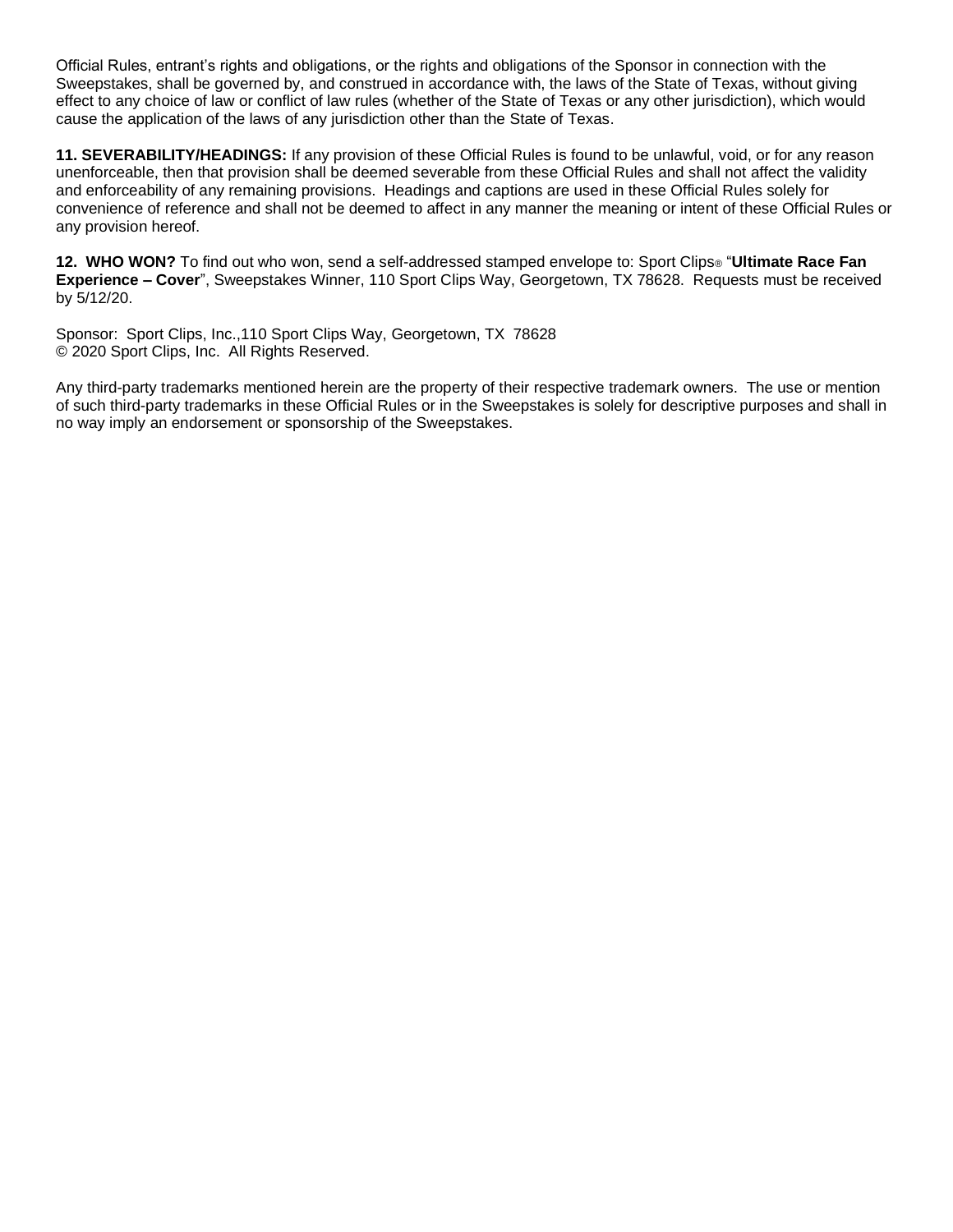Official Rules, entrant's rights and obligations, or the rights and obligations of the Sponsor in connection with the Sweepstakes, shall be governed by, and construed in accordance with, the laws of the State of Texas, without giving effect to any choice of law or conflict of law rules (whether of the State of Texas or any other jurisdiction), which would cause the application of the laws of any jurisdiction other than the State of Texas.

**11. SEVERABILITY/HEADINGS:** If any provision of these Official Rules is found to be unlawful, void, or for any reason unenforceable, then that provision shall be deemed severable from these Official Rules and shall not affect the validity and enforceability of any remaining provisions. Headings and captions are used in these Official Rules solely for convenience of reference and shall not be deemed to affect in any manner the meaning or intent of these Official Rules or any provision hereof.

**12. WHO WON?** To find out who won, send a self-addressed stamped envelope to: Sport Clips® "**Ultimate Race Fan Experience – Cover**", Sweepstakes Winner, 110 Sport Clips Way, Georgetown, TX 78628. Requests must be received by 5/12/20.

Sponsor: Sport Clips, Inc.,110 Sport Clips Way, Georgetown, TX 78628
© 2020 Sport Clips, Inc. All Rights Reserved.

Any third-party trademarks mentioned herein are the property of their respective trademark owners. The use or mention of such third-party trademarks in these Official Rules or in the Sweepstakes is solely for descriptive purposes and shall in no way imply an endorsement or sponsorship of the Sweepstakes.